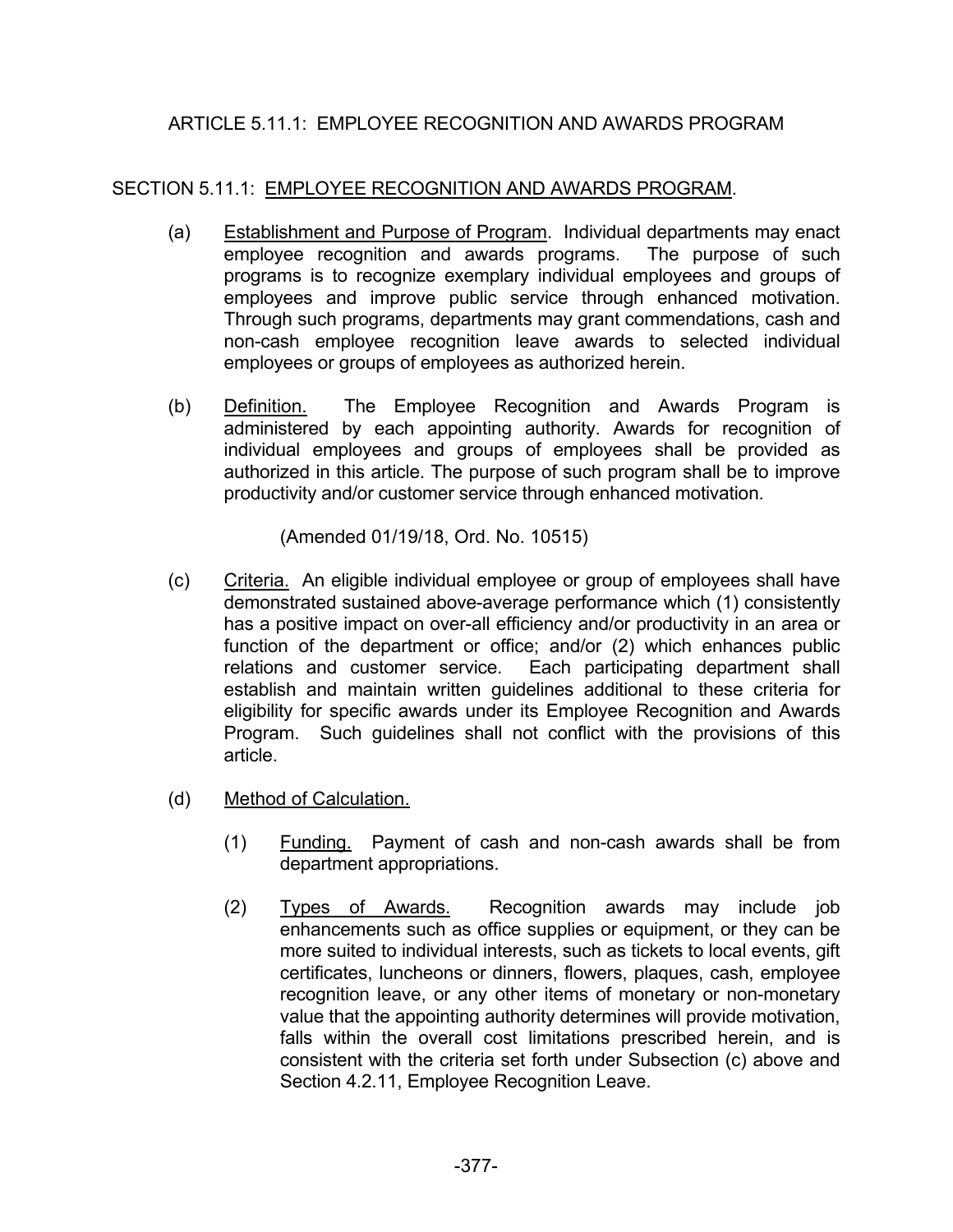# ARTICLE 5.11.1: EMPLOYEE RECOGNITION AND AWARDS PROGRAM

## SECTION 5.11.1: EMPLOYEE RECOGNITION AND AWARDS PROGRAM.

(a) Establishment and Purpose of Program. Individual departments may enact employee recognition and awards programs. The purpose of such programs is to recognize exemplary individual employees and groups of employees and improve public service through enhanced motivation. Through such programs, departments may grant commendations, cash and non-cash employee recognition leave awards to selected individual employees or groups of employees as authorized herein.

(b) Definition. The Employee Recognition and Awards Program is administered by each appointing authority. Awards for recognition of individual employees and groups of employees shall be provided as authorized in this article. The purpose of such program shall be to improve productivity and/or customer service through enhanced motivation.

(Amended 01/19/18, Ord. No. 10515)

(c) Criteria. An eligible individual employee or group of employees shall have demonstrated sustained above-average performance which (1) consistently has a positive impact on over-all efficiency and/or productivity in an area or function of the department or office; and/or (2) which enhances public relations and customer service. Each participating department shall establish and maintain written guidelines additional to these criteria for eligibility for specific awards under its Employee Recognition and Awards Program. Such guidelines shall not conflict with the provisions of this article.

(d) Method of Calculation.

(1) Funding. Payment of cash and non-cash awards shall be from department appropriations.

(2) Types of Awards. Recognition awards may include job enhancements such as office supplies or equipment, or they can be more suited to individual interests, such as tickets to local events, gift certificates, luncheons or dinners, flowers, plaques, cash, employee recognition leave, or any other items of monetary or non-monetary value that the appointing authority determines will provide motivation, falls within the overall cost limitations prescribed herein, and is consistent with the criteria set forth under Subsection (c) above and Section 4.2.11, Employee Recognition Leave.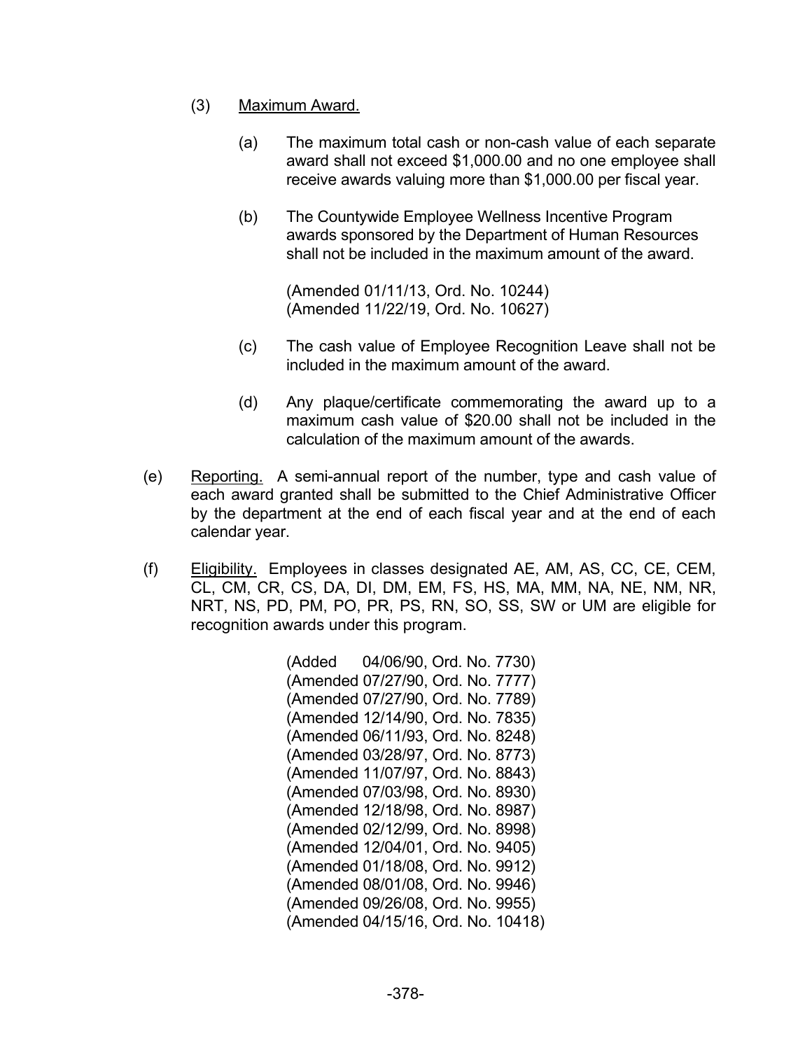(3) Maximum Award.

(a) The maximum total cash or non-cash value of each separate award shall not exceed $1,000.00 and no one employee shall receive awards valuing more than $1,000.00 per fiscal year.

(b) The Countywide Employee Wellness Incentive Program awards sponsored by the Department of Human Resources shall not be included in the maximum amount of the award.

(Amended 01/11/13, Ord. No. 10244)
(Amended 11/22/19, Ord. No. 10627)

(c) The cash value of Employee Recognition Leave shall not be included in the maximum amount of the award.

(d) Any plaque/certificate commemorating the award up to a maximum cash value of $20.00 shall not be included in the calculation of the maximum amount of the awards.

(e) Reporting. A semi-annual report of the number, type and cash value of each award granted shall be submitted to the Chief Administrative Officer by the department at the end of each fiscal year and at the end of each calendar year.

(f) Eligibility. Employees in classes designated AE, AM, AS, CC, CE, CEM, CL, CM, CR, CS, DA, DI, DM, EM, FS, HS, MA, MM, NA, NE, NM, NR, NRT, NS, PD, PM, PO, PR, PS, RN, SO, SS, SW or UM are eligible for recognition awards under this program.

(Added 04/06/90, Ord. No. 7730)
(Amended 07/27/90, Ord. No. 7777)
(Amended 07/27/90, Ord. No. 7789)
(Amended 12/14/90, Ord. No. 7835)
(Amended 06/11/93, Ord. No. 8248)
(Amended 03/28/97, Ord. No. 8773)
(Amended 11/07/97, Ord. No. 8843)
(Amended 07/03/98, Ord. No. 8930)
(Amended 12/18/98, Ord. No. 8987)
(Amended 02/12/99, Ord. No. 8998)
(Amended 12/04/01, Ord. No. 9405)
(Amended 01/18/08, Ord. No. 9912)
(Amended 08/01/08, Ord. No. 9946)
(Amended 09/26/08, Ord. No. 9955)
(Amended 04/15/16, Ord. No. 10418)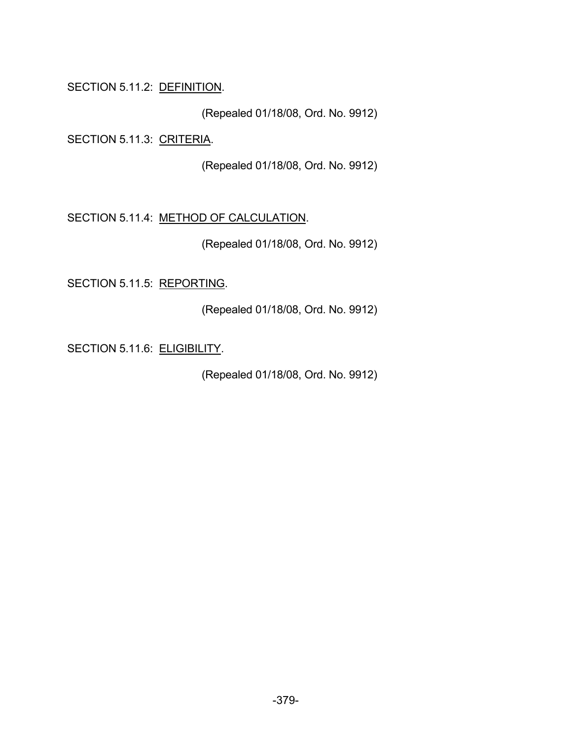SECTION 5.11.2: <u>DEFINITION</u>.

(Repealed 01/18/08, Ord. No. 9912)

SECTION 5.11.3: <u>CRITERIA</u>.

(Repealed 01/18/08, Ord. No. 9912)

SECTION 5.11.4: <u>METHOD OF CALCULATION</u>.

(Repealed 01/18/08, Ord. No. 9912)

SECTION 5.11.5: <u>REPORTING</u>.

(Repealed 01/18/08, Ord. No. 9912)

SECTION 5.11.6: <u>ELIGIBILITY</u>.

(Repealed 01/18/08, Ord. No. 9912)